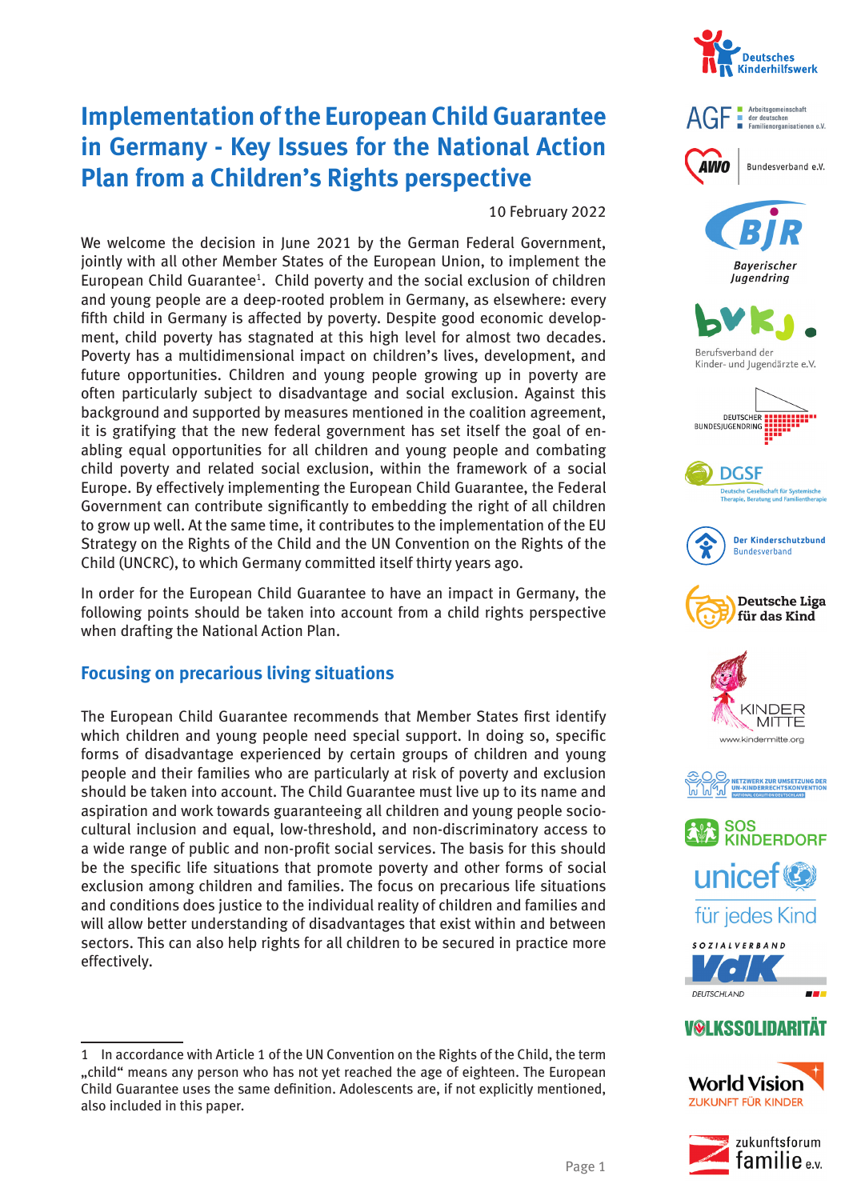# Implementation of the European Child Guarantee in Germany - Key Issues for the National Action Plan from a Children's Rights perspective

10 February 2022

We welcome the decision in June 2021 by the German Federal Government, jointly with all other Member States of the European Union, to implement the European Child Guarantee[1]. Child poverty and the social exclusion of children and young people are a deep-rooted problem in Germany, as elsewhere: every fifth child in Germany is affected by poverty. Despite good economic development, child poverty has stagnated at this high level for almost two decades. Poverty has a multidimensional impact on children's lives, development, and future opportunities. Children and young people growing up in poverty are often particularly subject to disadvantage and social exclusion. Against this background and supported by measures mentioned in the coalition agreement, it is gratifying that the new federal government has set itself the goal of enabling equal opportunities for all children and young people and combating child poverty and related social exclusion, within the framework of a social Europe. By effectively implementing the European Child Guarantee, the Federal Government can contribute significantly to embedding the right of all children to grow up well. At the same time, it contributes to the implementation of the EU Strategy on the Rights of the Child and the UN Convention on the Rights of the Child (UNCRC), to which Germany committed itself thirty years ago.

In order for the European Child Guarantee to have an impact in Germany, the following points should be taken into account from a child rights perspective when drafting the National Action Plan.

## Focusing on precarious living situations

The European Child Guarantee recommends that Member States first identify which children and young people need special support. In doing so, specific forms of disadvantage experienced by certain groups of children and young people and their families who are particularly at risk of poverty and exclusion should be taken into account. The Child Guarantee must live up to its name and aspiration and work towards guaranteeing all children and young people socio-cultural inclusion and equal, low-threshold, and non-discriminatory access to a wide range of public and non-profit social services. The basis for this should be the specific life situations that promote poverty and other forms of social exclusion among children and families. The focus on precarious life situations and conditions does justice to the individual reality of children and families and will allow better understanding of disadvantages that exist within and between sectors. This can also help rights for all children to be secured in practice more effectively.

---

1 In accordance with Article 1 of the UN Convention on the Rights of the Child, the term „child" means any person who has not yet reached the age of eighteen. The European Child Guarantee uses the same definition. Adolescents are, if not explicitly mentioned, also included in this paper.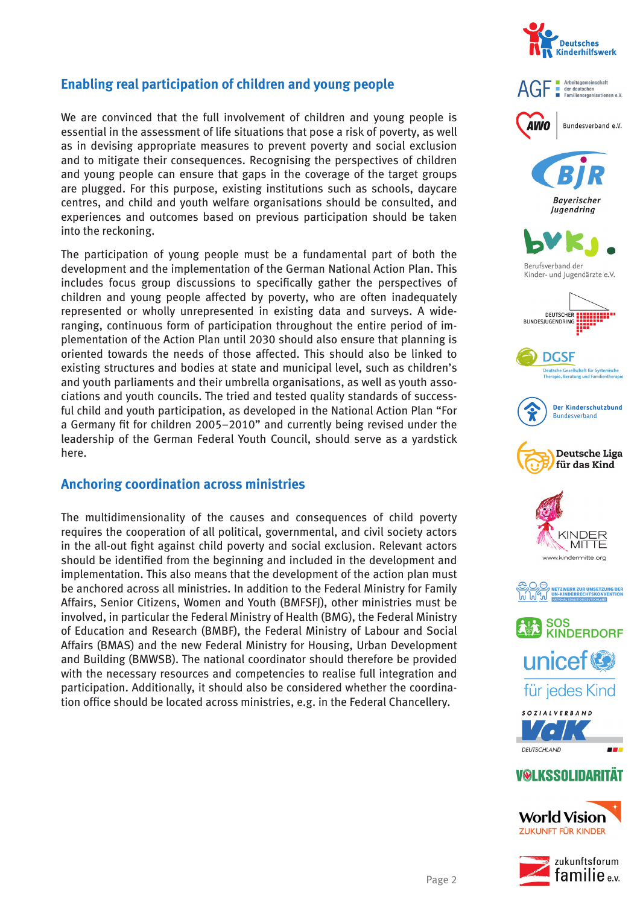## Enabling real participation of children and young people

We are convinced that the full involvement of children and young people is essential in the assessment of life situations that pose a risk of poverty, as well as in devising appropriate measures to prevent poverty and social exclusion and to mitigate their consequences. Recognising the perspectives of children and young people can ensure that gaps in the coverage of the target groups are plugged. For this purpose, existing institutions such as schools, daycare centres, and child and youth welfare organisations should be consulted, and experiences and outcomes based on previous participation should be taken into the reckoning.

The participation of young people must be a fundamental part of both the development and the implementation of the German National Action Plan. This includes focus group discussions to specifically gather the perspectives of children and young people affected by poverty, who are often inadequately represented or wholly unrepresented in existing data and surveys. A wide-ranging, continuous form of participation throughout the entire period of implementation of the Action Plan until 2030 should also ensure that planning is oriented towards the needs of those affected. This should also be linked to existing structures and bodies at state and municipal level, such as children's and youth parliaments and their umbrella organisations, as well as youth associations and youth councils. The tried and tested quality standards of successful child and youth participation, as developed in the National Action Plan "For a Germany fit for children 2005–2010" and currently being revised under the leadership of the German Federal Youth Council, should serve as a yardstick here.

## Anchoring coordination across ministries

The multidimensionality of the causes and consequences of child poverty requires the cooperation of all political, governmental, and civil society actors in the all-out fight against child poverty and social exclusion. Relevant actors should be identified from the beginning and included in the development and implementation. This also means that the development of the action plan must be anchored across all ministries. In addition to the Federal Ministry for Family Affairs, Senior Citizens, Women and Youth (BMFSFJ), other ministries must be involved, in particular the Federal Ministry of Health (BMG), the Federal Ministry of Education and Research (BMBF), the Federal Ministry of Labour and Social Affairs (BMAS) and the new Federal Ministry for Housing, Urban Development and Building (BMWSB). The national coordinator should therefore be provided with the necessary resources and competencies to realise full integration and participation. Additionally, it should also be considered whether the coordination office should be located across ministries, e.g. in the Federal Chancellery.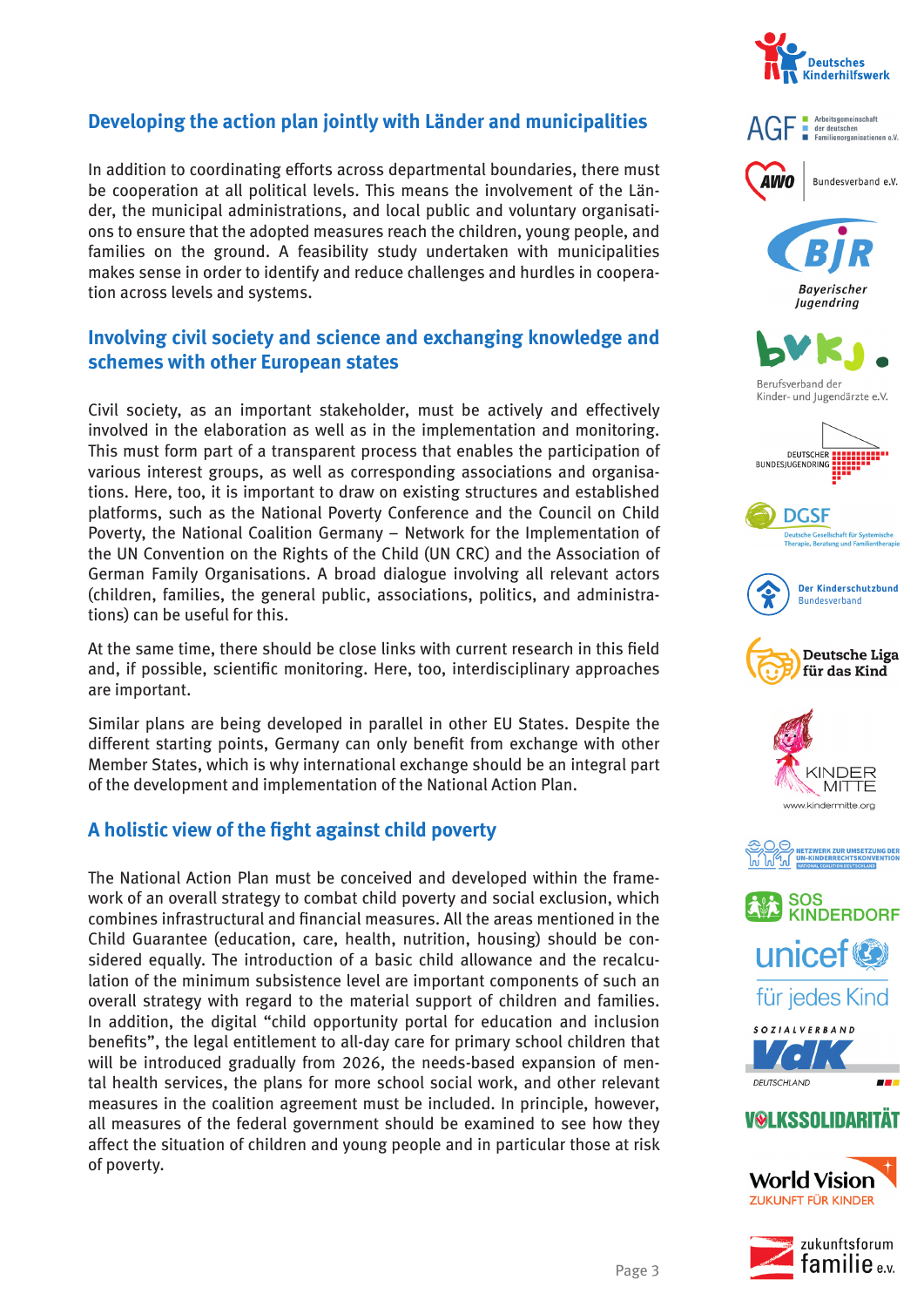## Developing the action plan jointly with Länder and municipalities

In addition to coordinating efforts across departmental boundaries, there must be cooperation at all political levels. This means the involvement of the Länder, the municipal administrations, and local public and voluntary organisations to ensure that the adopted measures reach the children, young people, and families on the ground. A feasibility study undertaken with municipalities makes sense in order to identify and reduce challenges and hurdles in cooperation across levels and systems.

## Involving civil society and science and exchanging knowledge and schemes with other European states

Civil society, as an important stakeholder, must be actively and effectively involved in the elaboration as well as in the implementation and monitoring. This must form part of a transparent process that enables the participation of various interest groups, as well as corresponding associations and organisations. Here, too, it is important to draw on existing structures and established platforms, such as the National Poverty Conference and the Council on Child Poverty, the National Coalition Germany – Network for the Implementation of the UN Convention on the Rights of the Child (UN CRC) and the Association of German Family Organisations. A broad dialogue involving all relevant actors (children, families, the general public, associations, politics, and administrations) can be useful for this.

At the same time, there should be close links with current research in this field and, if possible, scientific monitoring. Here, too, interdisciplinary approaches are important.

Similar plans are being developed in parallel in other EU States. Despite the different starting points, Germany can only benefit from exchange with other Member States, which is why international exchange should be an integral part of the development and implementation of the National Action Plan.

## A holistic view of the fight against child poverty

The National Action Plan must be conceived and developed within the framework of an overall strategy to combat child poverty and social exclusion, which combines infrastructural and financial measures. All the areas mentioned in the Child Guarantee (education, care, health, nutrition, housing) should be considered equally. The introduction of a basic child allowance and the recalculation of the minimum subsistence level are important components of such an overall strategy with regard to the material support of children and families. In addition, the digital "child opportunity portal for education and inclusion benefits", the legal entitlement to all-day care for primary school children that will be introduced gradually from 2026, the needs-based expansion of mental health services, the plans for more school social work, and other relevant measures in the coalition agreement must be included. In principle, however, all measures of the federal government should be examined to see how they affect the situation of children and young people and in particular those at risk of poverty.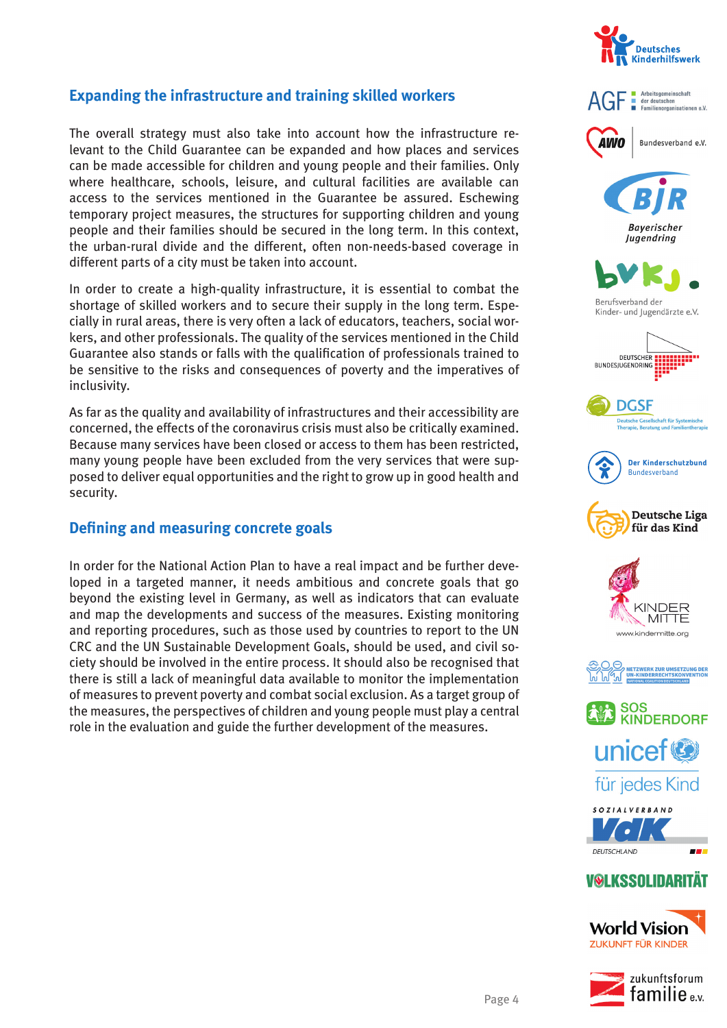## Expanding the infrastructure and training skilled workers

The overall strategy must also take into account how the infrastructure relevant to the Child Guarantee can be expanded and how places and services can be made accessible for children and young people and their families. Only where healthcare, schools, leisure, and cultural facilities are available can access to the services mentioned in the Guarantee be assured. Eschewing temporary project measures, the structures for supporting children and young people and their families should be secured in the long term. In this context, the urban-rural divide and the different, often non-needs-based coverage in different parts of a city must be taken into account.

In order to create a high-quality infrastructure, it is essential to combat the shortage of skilled workers and to secure their supply in the long term. Especially in rural areas, there is very often a lack of educators, teachers, social workers, and other professionals. The quality of the services mentioned in the Child Guarantee also stands or falls with the qualification of professionals trained to be sensitive to the risks and consequences of poverty and the imperatives of inclusivity.

As far as the quality and availability of infrastructures and their accessibility are concerned, the effects of the coronavirus crisis must also be critically examined. Because many services have been closed or access to them has been restricted, many young people have been excluded from the very services that were supposed to deliver equal opportunities and the right to grow up in good health and security.

## Defining and measuring concrete goals

In order for the National Action Plan to have a real impact and be further developed in a targeted manner, it needs ambitious and concrete goals that go beyond the existing level in Germany, as well as indicators that can evaluate and map the developments and success of the measures. Existing monitoring and reporting procedures, such as those used by countries to report to the UN CRC and the UN Sustainable Development Goals, should be used, and civil society should be involved in the entire process. It should also be recognised that there is still a lack of meaningful data available to monitor the implementation of measures to prevent poverty and combat social exclusion. As a target group of the measures, the perspectives of children and young people must play a central role in the evaluation and guide the further development of the measures.

Deutsches Kinderhilfswerk

AGF Arbeitsgemeinschaft der deutschen Familienorganisationen e.V.

AWO Bundesverband e.V.

BJR Bayerischer Jugendring

bvkj. Berufsverband der Kinder- und Jugendärzte e.V.

Deutscher Bundesjugendring

DGSF Deutsche Gesellschaft für Systemische Therapie, Beratung und Familientherapie

Der Kinderschutzbund Bundesverband

Deutsche Liga für das Kind

Kinder Mitte www.kindermitte.org

Netzwerk zur Umsetzung der UN-Kinderrechtskonvention National Coalition Deutschland

SOS Kinderdorf

unicef für jedes Kind

Sozialverband VdK Deutschland

Volkssolidarität

World Vision Zukunft für Kinder

zukunftsforum familie e.v.